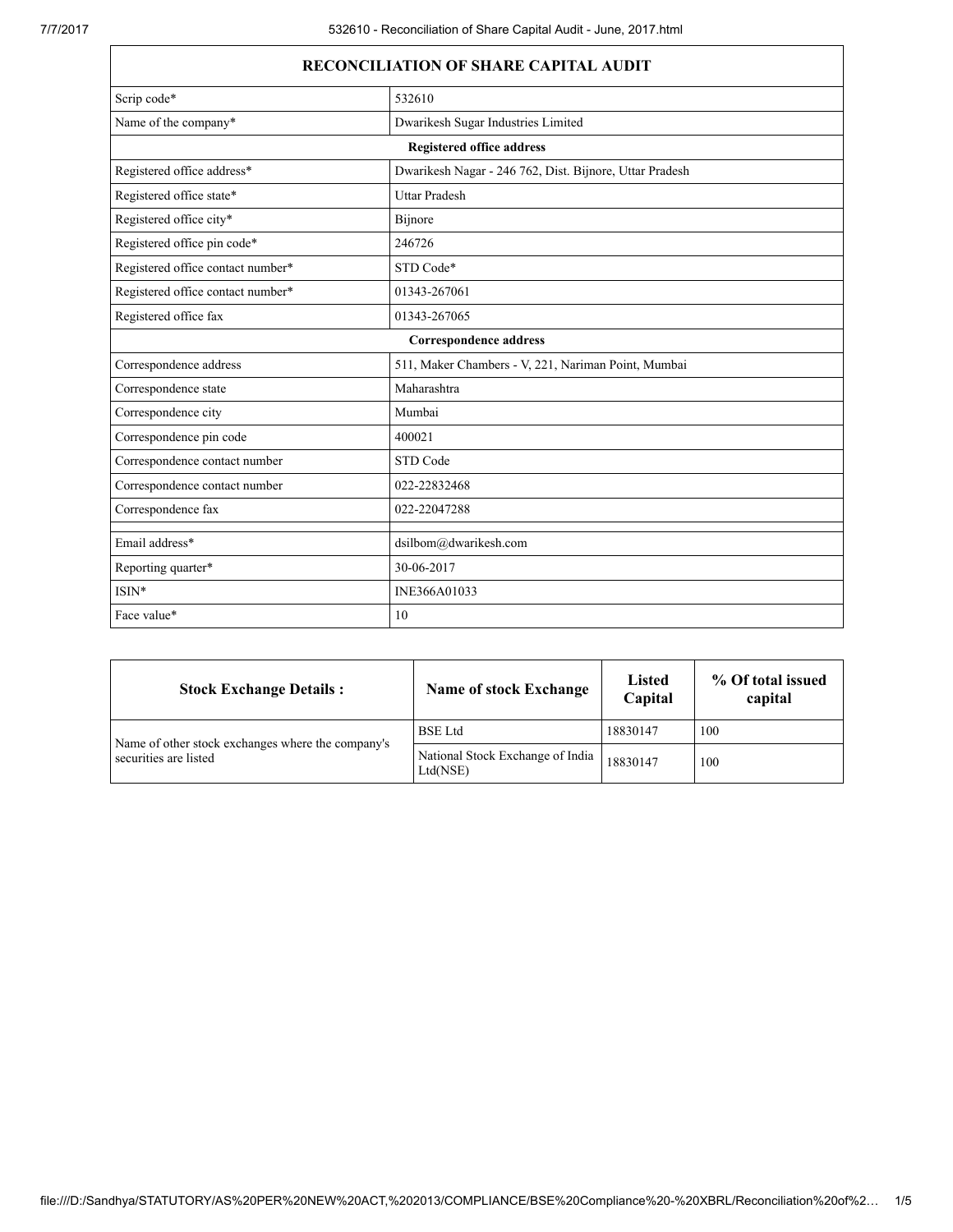| RECONCILIATION OF SHARE CAPITAL AUDIT | |
|---|---|
| Scrip code* | 532610 |
| Name of the company* | Dwarikesh Sugar Industries Limited |
| **Registered office address** | |
| Registered office address* | Dwarikesh Nagar - 246 762, Dist. Bijnore, Uttar Pradesh |
| Registered office state* | Uttar Pradesh |
| Registered office city* | Bijnore |
| Registered office pin code* | 246726 |
| Registered office contact number* | STD Code* |
| Registered office contact number* | 01343-267061 |
| Registered office fax | 01343-267065 |
| **Correspondence address** | |
| Correspondence address | 511, Maker Chambers - V, 221, Nariman Point, Mumbai |
| Correspondence state | Maharashtra |
| Correspondence city | Mumbai |
| Correspondence pin code | 400021 |
| Correspondence contact number | STD Code |
| Correspondence contact number | 022-22832468 |
| Correspondence fax | 022-22047288 |
| | |
| Email address* | dsilbom@dwarikesh.com |
| Reporting quarter* | 30-06-2017 |
| ISIN* | INE366A01033 |
| Face value* | 10 |

| Stock Exchange Details : | Name of stock Exchange | Listed Capital | % Of total issued capital |
|---|---|---|---|
| Name of other stock exchanges where the company's securities are listed | BSE Ltd | 18830147 | 100 |
| | National Stock Exchange of India Ltd(NSE) | 18830147 | 100 |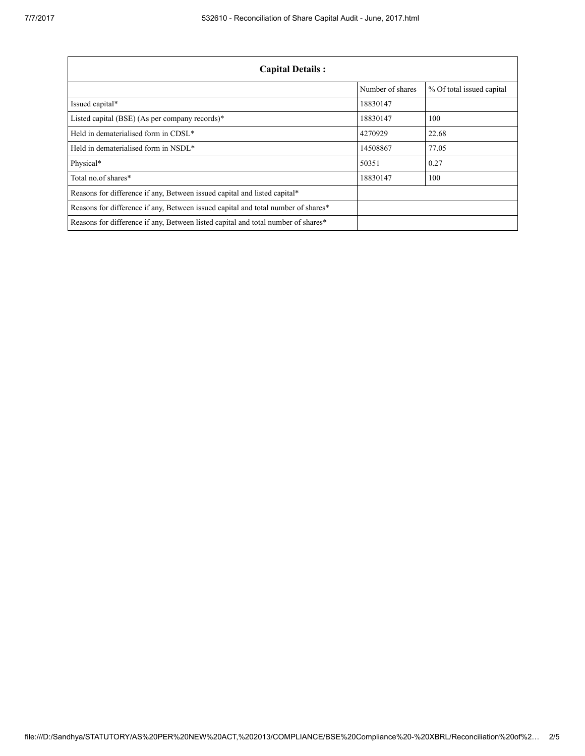| Capital Details : | | |
|---|---|---|
| | Number of shares | % Of total issued capital |
| Issued capital* | 18830147 | |
| Listed capital (BSE) (As per company records)* | 18830147 | 100 |
| Held in dematerialised form in CDSL* | 4270929 | 22.68 |
| Held in dematerialised form in NSDL* | 14508867 | 77.05 |
| Physical* | 50351 | 0.27 |
| Total no.of shares* | 18830147 | 100 |
| Reasons for difference if any, Between issued capital and listed capital* | | |
| Reasons for difference if any, Between issued capital and total number of shares* | | |
| Reasons for difference if any, Between listed capital and total number of shares* | | |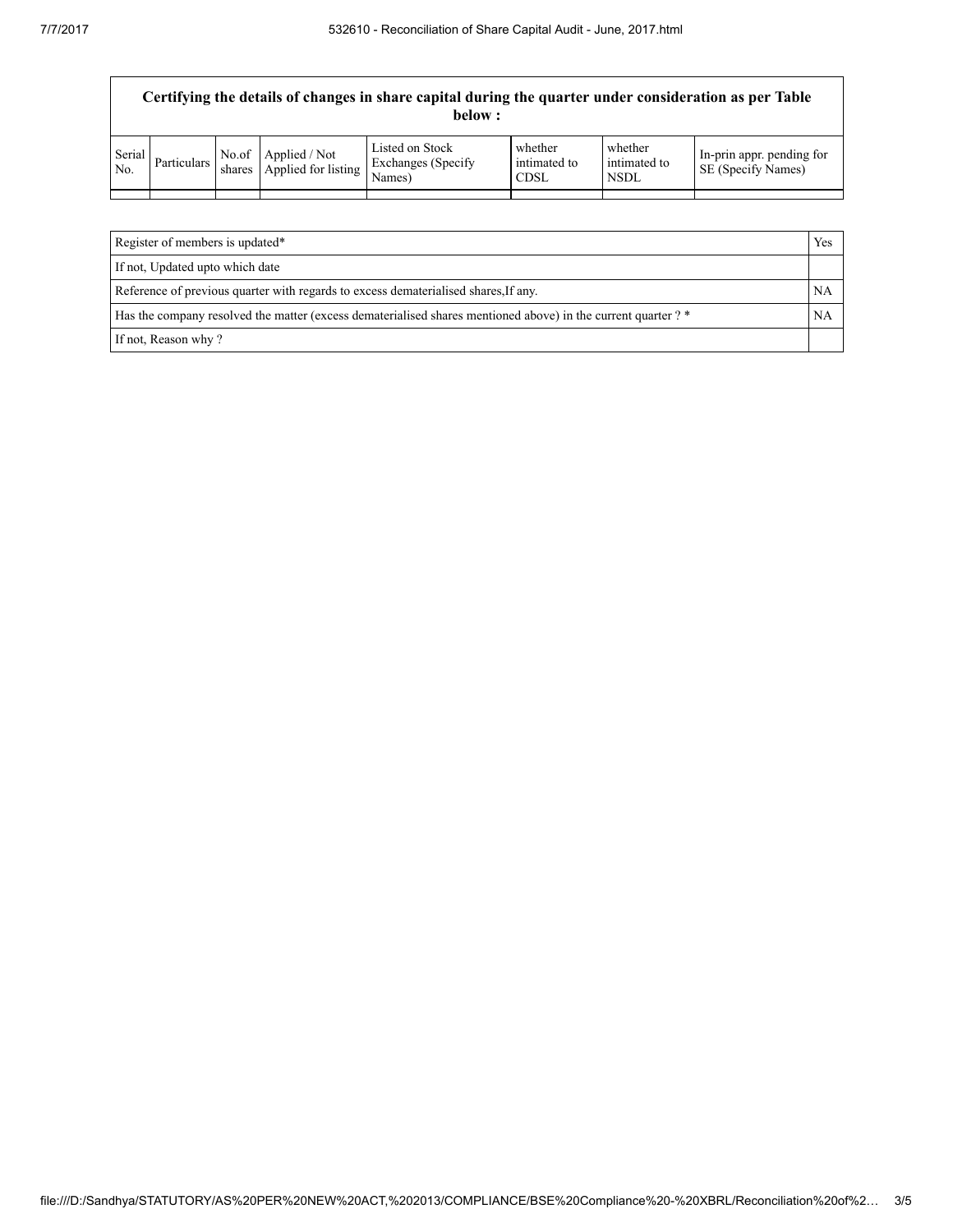| Certifying the details of changes in share capital during the quarter under consideration as per Table below : | | | | | | | |
|---|---|---|---|---|---|---|---|
| Serial No. | Particulars | No.of shares | Applied / Not Applied for listing | Listed on Stock Exchanges (Specify Names) | whether intimated to CDSL | whether intimated to NSDL | In-prin appr. pending for SE (Specify Names) |
| | | | | | | | |

| | |
|---|---|
| Register of members is updated* | Yes |
| If not, Updated upto which date | |
| Reference of previous quarter with regards to excess dematerialised shares,If any. | NA |
| Has the company resolved the matter (excess dematerialised shares mentioned above) in the current quarter ? * | NA |
| If not, Reason why ? | |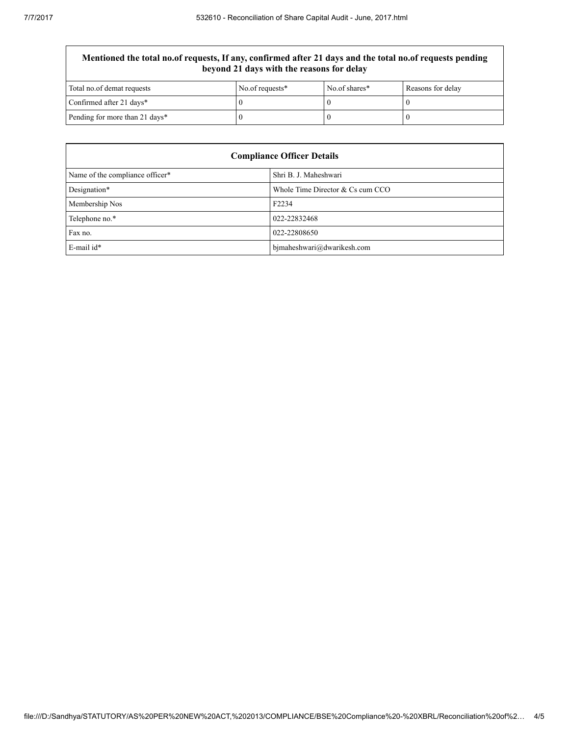| Mentioned the total no.of requests, If any, confirmed after 21 days and the total no.of requests pending beyond 21 days with the reasons for delay | | | |
|---|---|---|---|
| Total no.of demat requests | No.of requests* | No.of shares* | Reasons for delay |
| Confirmed after 21 days* | 0 | 0 | 0 |
| Pending for more than 21 days* | 0 | 0 | 0 |

| Compliance Officer Details | |
|---|---|
| Name of the compliance officer* | Shri B. J. Maheshwari |
| Designation* | Whole Time Director & Cs cum CCO |
| Membership Nos | F2234 |
| Telephone no.* | 022-22832468 |
| Fax no. | 022-22808650 |
| E-mail id* | bjmaheshwari@dwarikesh.com |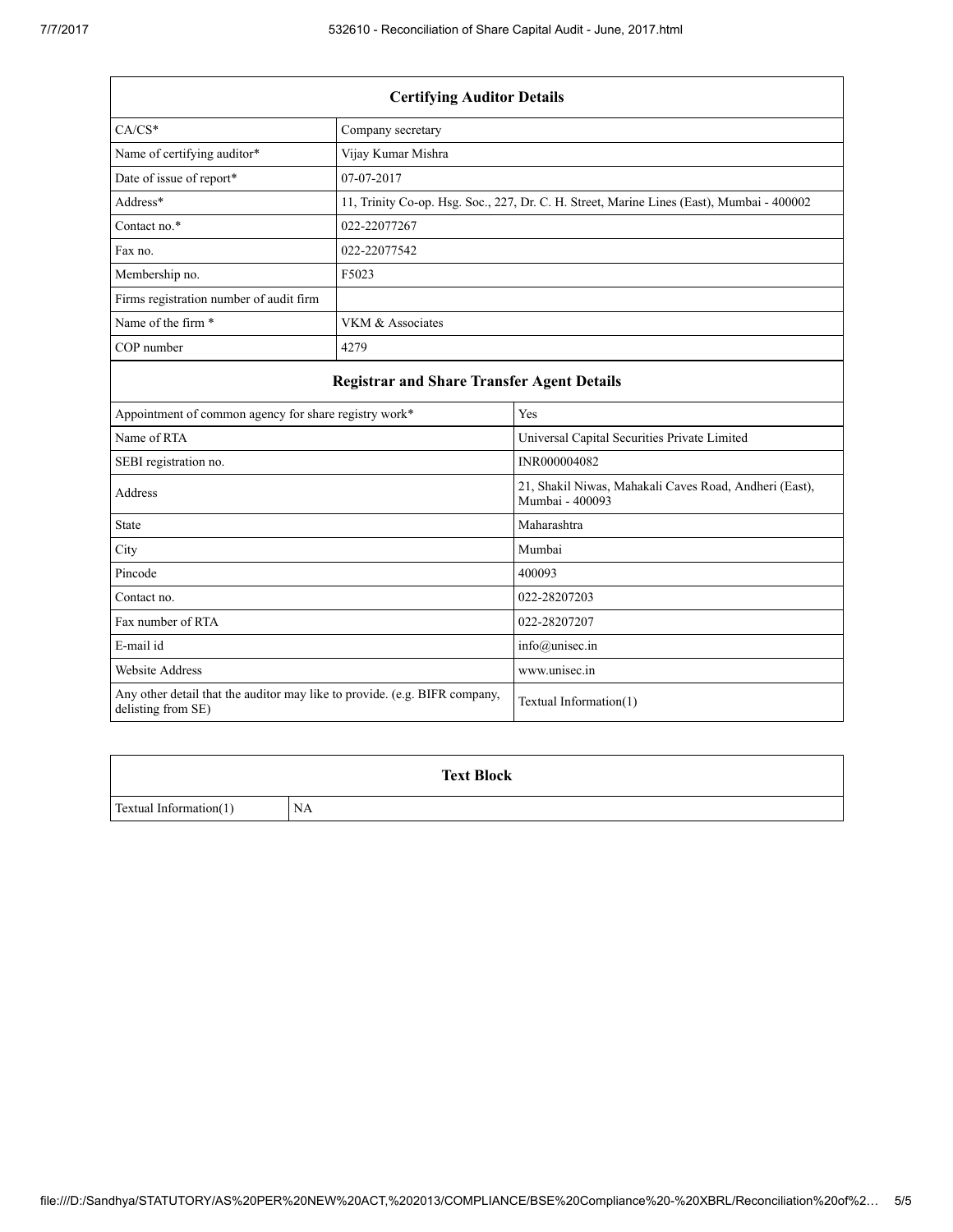| Certifying Auditor Details | |
|---|---|
| CA/CS* | Company secretary |
| Name of certifying auditor* | Vijay Kumar Mishra |
| Date of issue of report* | 07-07-2017 |
| Address* | 11, Trinity Co-op. Hsg. Soc., 227, Dr. C. H. Street, Marine Lines (East), Mumbai - 400002 |
| Contact no.* | 022-22077267 |
| Fax no. | 022-22077542 |
| Membership no. | F5023 |
| Firms registration number of audit firm | |
| Name of the firm * | VKM & Associates |
| COP number | 4279 |

| Registrar and Share Transfer Agent Details | |
|---|---|
| Appointment of common agency for share registry work* | Yes |
| Name of RTA | Universal Capital Securities Private Limited |
| SEBI registration no. | INR000004082 |
| Address | 21, Shakil Niwas, Mahakali Caves Road, Andheri (East), Mumbai - 400093 |
| State | Maharashtra |
| City | Mumbai |
| Pincode | 400093 |
| Contact no. | 022-28207203 |
| Fax number of RTA | 022-28207207 |
| E-mail id | info@unisec.in |
| Website Address | www.unisec.in |
| Any other detail that the auditor may like to provide. (e.g. BIFR company, delisting from SE) | Textual Information(1) |

| Text Block | |
|---|---|
| Textual Information(1) | NA |